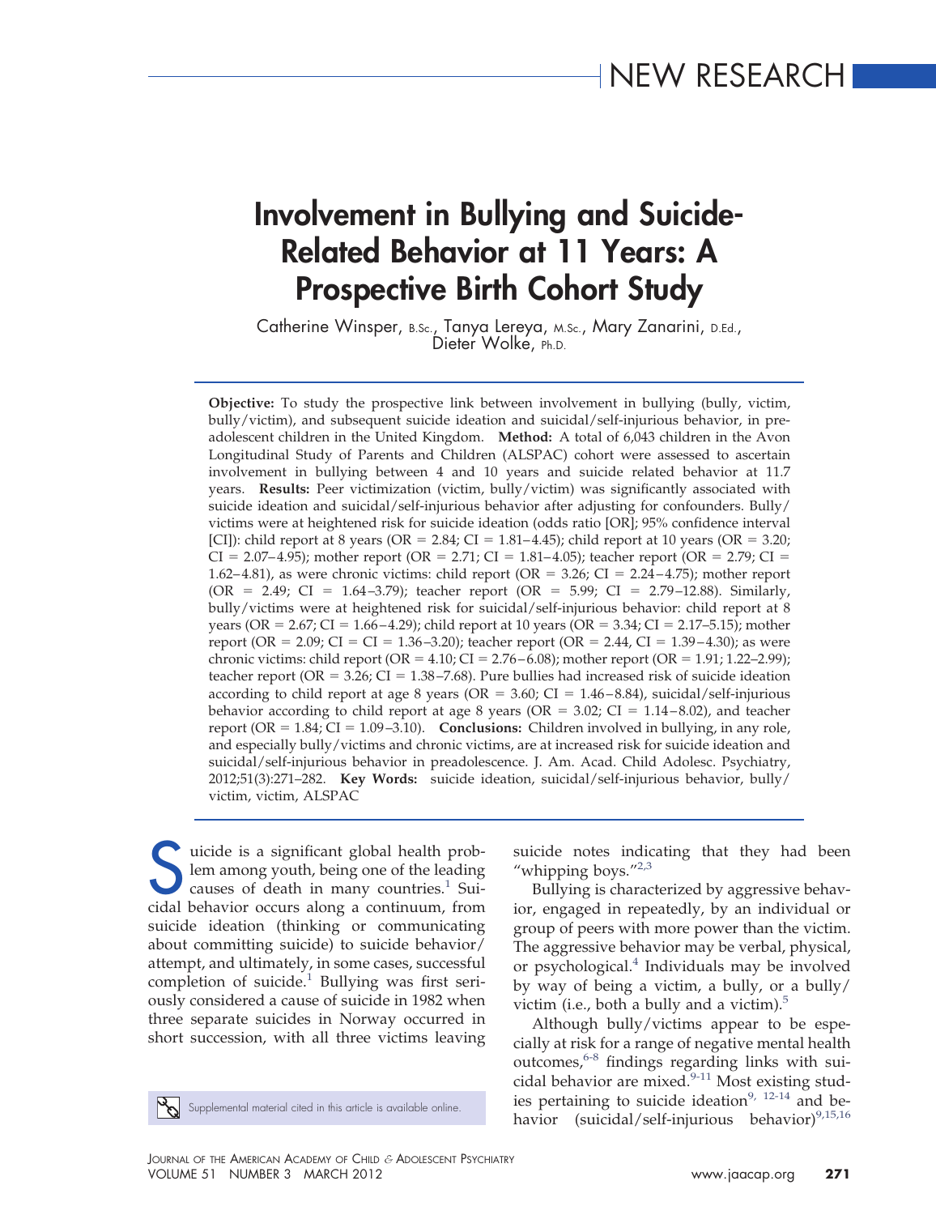NEW RESEARCH

# Involvement in Bullying and Suicide-Related Behavior at 11 Years: A Prospective Birth Cohort Study

Catherine Winsper, B.Sc., Tanya Lereya, M.Sc., Mary Zanarini, D.Ed., Dieter Wolke, Ph.D.

**Objective:** To study the prospective link between involvement in bullying (bully, victim, bully/victim), and subsequent suicide ideation and suicidal/self-injurious behavior, in preadolescent children in the United Kingdom. **Method:** A total of 6,043 children in the Avon Longitudinal Study of Parents and Children (ALSPAC) cohort were assessed to ascertain involvement in bullying between 4 and 10 years and suicide related behavior at 11.7 years. **Results:** Peer victimization (victim, bully/victim) was significantly associated with suicide ideation and suicidal/self-injurious behavior after adjusting for confounders. Bully/victims were at heightened risk for suicide ideation (odds ratio [OR]; 95% confidence interval [CI]): child report at 8 years (OR = 2.84; CI = 1.81–4.45); child report at 10 years (OR = 3.20; CI = 2.07–4.95); mother report (OR = 2.71; CI = 1.81–4.05); teacher report (OR = 2.79; CI = 1.62–4.81), as were chronic victims: child report (OR = 3.26; CI = 2.24–4.75); mother report (OR = 2.49; CI = 1.64–3.79); teacher report (OR = 5.99; CI = 2.79–12.88). Similarly, bully/victims were at heightened risk for suicidal/self-injurious behavior: child report at 8 years (OR = 2.67; CI = 1.66–4.29); child report at 10 years (OR = 3.34; CI = 2.17–5.15); mother report (OR = 2.09; CI = CI = 1.36–3.20); teacher report (OR = 2.44, CI = 1.39–4.30); as were chronic victims: child report (OR = 4.10; CI = 2.76–6.08); mother report (OR = 1.91; 1.22–2.99); teacher report (OR = 3.26; CI = 1.38–7.68). Pure bullies had increased risk of suicide ideation according to child report at age 8 years (OR = 3.60; CI = 1.46–8.84), suicidal/self-injurious behavior according to child report at age 8 years (OR = 3.02; CI = 1.14–8.02), and teacher report (OR = 1.84; CI = 1.09–3.10). **Conclusions:** Children involved in bullying, in any role, and especially bully/victims and chronic victims, are at increased risk for suicide ideation and suicidal/self-injurious behavior in preadolescence. J. Am. Acad. Child Adolesc. Psychiatry, 2012;51(3):271–282. **Key Words:** suicide ideation, suicidal/self-injurious behavior, bully/victim, victim, ALSPAC

Suicide is a significant global health problem among youth, being one of the leading causes of death in many countries.[1] Suicidal behavior occurs along a continuum, from suicide ideation (thinking or communicating about committing suicide) to suicide behavior/attempt, and ultimately, in some cases, successful completion of suicide.[1] Bullying was first seriously considered a cause of suicide in 1982 when three separate suicides in Norway occurred in short succession, with all three victims leaving suicide notes indicating that they had been "whipping boys."[2,3]

Bullying is characterized by aggressive behavior, engaged in repeatedly, by an individual or group of peers with more power than the victim. The aggressive behavior may be verbal, physical, or psychological.[4] Individuals may be involved by way of being a victim, a bully, or a bully/victim (i.e., both a bully and a victim).[5]

Although bully/victims appear to be especially at risk for a range of negative mental health outcomes,[6-8] findings regarding links with suicidal behavior are mixed.[9-11] Most existing studies pertaining to suicide ideation[9, 12-14] and behavior (suicidal/self-injurious behavior)[9,15,16]

Supplemental material cited in this article is available online.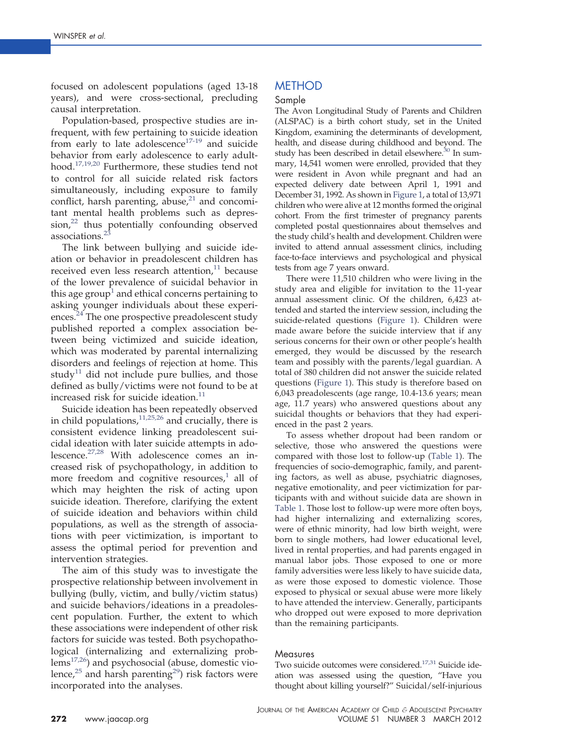focused on adolescent populations (aged 13-18 years), and were cross-sectional, precluding causal interpretation.

Population-based, prospective studies are infrequent, with few pertaining to suicide ideation from early to late adolescence[17-19] and suicide behavior from early adolescence to early adulthood.[17,19,20] Furthermore, these studies tend not to control for all suicide related risk factors simultaneously, including exposure to family conflict, harsh parenting, abuse,[21] and concomitant mental health problems such as depression,[22] thus potentially confounding observed associations.[23]

The link between bullying and suicide ideation or behavior in preadolescent children has received even less research attention,[11] because of the lower prevalence of suicidal behavior in this age group[1] and ethical concerns pertaining to asking younger individuals about these experiences.[24] The one prospective preadolescent study published reported a complex association between being victimized and suicide ideation, which was moderated by parental internalizing disorders and feelings of rejection at home. This study[11] did not include pure bullies, and those defined as bully/victims were not found to be at increased risk for suicide ideation.[11]

Suicide ideation has been repeatedly observed in child populations,[11,25,26] and crucially, there is consistent evidence linking preadolescent suicidal ideation with later suicide attempts in adolescence.[27,28] With adolescence comes an increased risk of psychopathology, in addition to more freedom and cognitive resources,[1] all of which may heighten the risk of acting upon suicide ideation. Therefore, clarifying the extent of suicide ideation and behaviors within child populations, as well as the strength of associations with peer victimization, is important to assess the optimal period for prevention and intervention strategies.

The aim of this study was to investigate the prospective relationship between involvement in bullying (bully, victim, and bully/victim status) and suicide behaviors/ideations in a preadolescent population. Further, the extent to which these associations were independent of other risk factors for suicide was tested. Both psychopathological (internalizing and externalizing problems[17,26]) and psychosocial (abuse, domestic violence,[25] and harsh parenting[29]) risk factors were incorporated into the analyses.

## METHOD

### Sample

The Avon Longitudinal Study of Parents and Children (ALSPAC) is a birth cohort study, set in the United Kingdom, examining the determinants of development, health, and disease during childhood and beyond. The study has been described in detail elsewhere.[30] In summary, 14,541 women were enrolled, provided that they were resident in Avon while pregnant and had an expected delivery date between April 1, 1991 and December 31, 1992. As shown in Figure 1, a total of 13,971 children who were alive at 12 months formed the original cohort. From the first trimester of pregnancy parents completed postal questionnaires about themselves and the study child's health and development. Children were invited to attend annual assessment clinics, including face-to-face interviews and psychological and physical tests from age 7 years onward.

There were 11,510 children who were living in the study area and eligible for invitation to the 11-year annual assessment clinic. Of the children, 6,423 attended and started the interview session, including the suicide-related questions (Figure 1). Children were made aware before the suicide interview that if any serious concerns for their own or other people's health emerged, they would be discussed by the research team and possibly with the parents/legal guardian. A total of 380 children did not answer the suicide related questions (Figure 1). This study is therefore based on 6,043 preadolescents (age range, 10.4-13.6 years; mean age, 11.7 years) who answered questions about any suicidal thoughts or behaviors that they had experienced in the past 2 years.

To assess whether dropout had been random or selective, those who answered the questions were compared with those lost to follow-up (Table 1). The frequencies of socio-demographic, family, and parenting factors, as well as abuse, psychiatric diagnoses, negative emotionality, and peer victimization for participants with and without suicide data are shown in Table 1. Those lost to follow-up were more often boys, had higher internalizing and externalizing scores, were of ethnic minority, had low birth weight, were born to single mothers, had lower educational level, lived in rental properties, and had parents engaged in manual labor jobs. Those exposed to one or more family adversities were less likely to have suicide data, as were those exposed to domestic violence. Those exposed to physical or sexual abuse were more likely to have attended the interview. Generally, participants who dropped out were exposed to more deprivation than the remaining participants.

### Measures

Two suicide outcomes were considered.[17,31] Suicide ideation was assessed using the question, "Have you thought about killing yourself?" Suicidal/self-injurious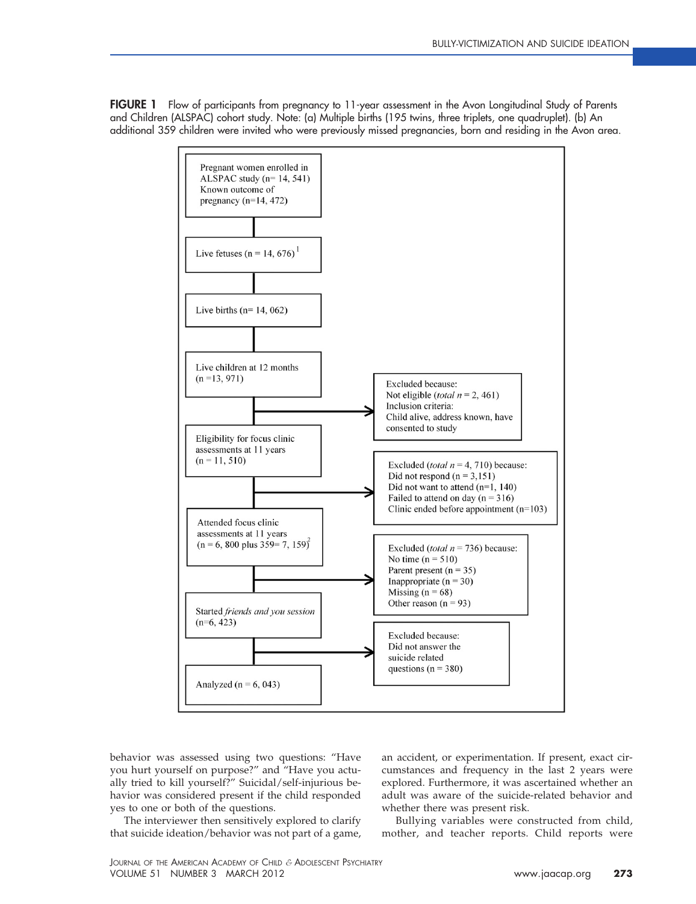**FIGURE 1** Flow of participants from pregnancy to 11-year assessment in the Avon Longitudinal Study of Parents and Children (ALSPAC) cohort study. Note: (a) Multiple births (195 twins, three triplets, one quadruplet). (b) An additional 359 children were invited who were previously missed pregnancies, born and residing in the Avon area.

Pregnant women enrolled in ALSPAC study (n= 14, 541) Known outcome of pregnancy (n=14, 472)

↓

Live fetuses (n = 14, 676)[1]

↓

Live births (n= 14, 062)

↓

Live children at 12 months (n =13, 971)

→ Excluded because: Not eligible (*total n* = 2, 461) Inclusion criteria: Child alive, address known, have consented to study

↓

Eligibility for focus clinic assessments at 11 years (n = 11, 510)

→ Excluded (*total n* = 4, 710) because: Did not respond (n = 3,151) Did not want to attend (n=1, 140) Failed to attend on day (n = 316) Clinic ended before appointment (n=103)

↓

Attended focus clinic assessments at 11 years (n = 6, 800 plus 359= 7, 159)[2]

→ Excluded (*total n* = 736) because: No time (n = 510) Parent present (n = 35) Inappropriate (n = 30) Missing (n = 68) Other reason (n = 93)

↓

Started *friends and you session* (n=6, 423)

→ Excluded because: Did not answer the suicide related questions (n = 380)

↓

Analyzed (n = 6, 043)

behavior was assessed using two questions: "Have you hurt yourself on purpose?" and "Have you actually tried to kill yourself?" Suicidal/self-injurious behavior was considered present if the child responded yes to one or both of the questions.

The interviewer then sensitively explored to clarify that suicide ideation/behavior was not part of a game, an accident, or experimentation. If present, exact circumstances and frequency in the last 2 years were explored. Furthermore, it was ascertained whether an adult was aware of the suicide-related behavior and whether there was present risk.

Bullying variables were constructed from child, mother, and teacher reports. Child reports were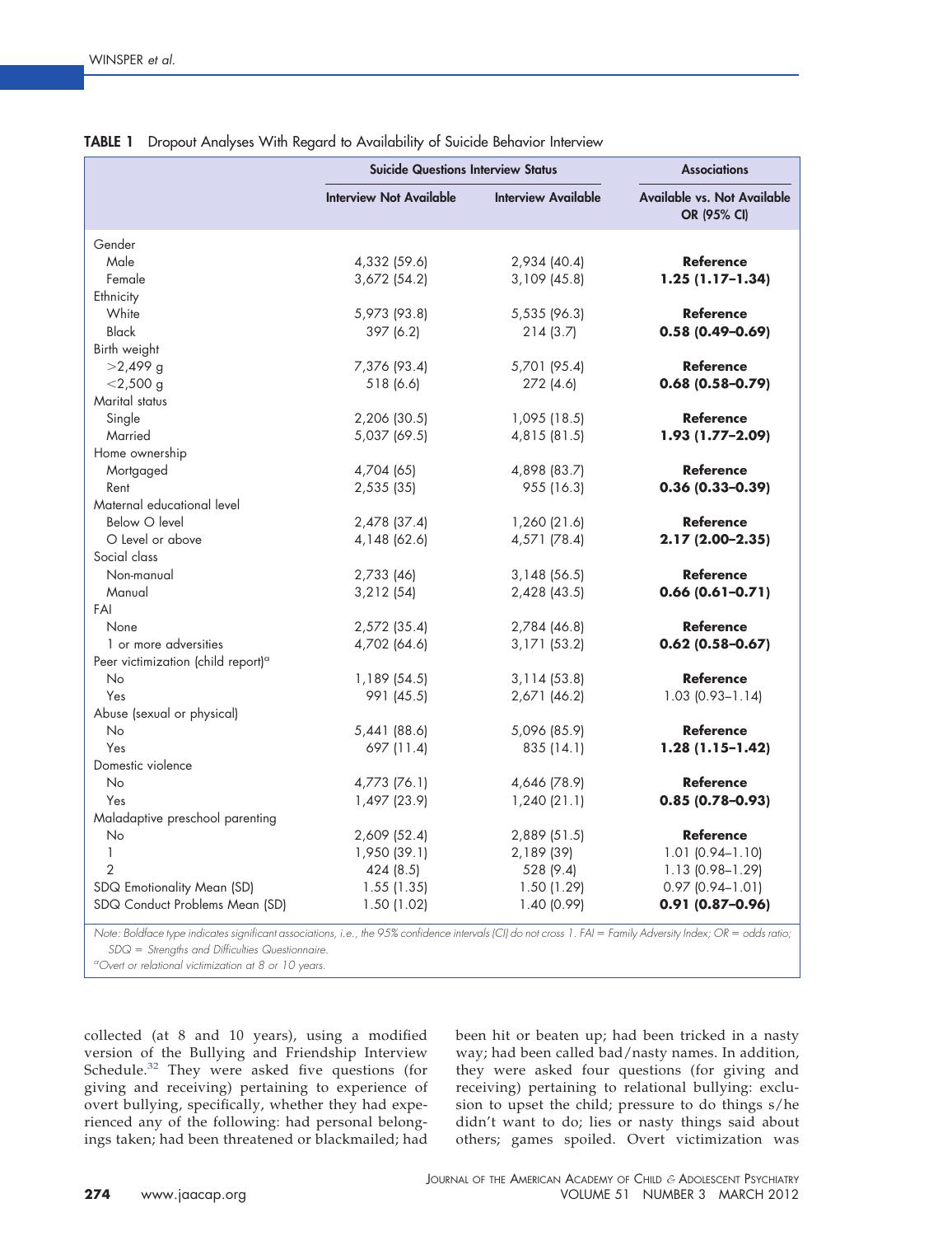**TABLE 1** Dropout Analyses With Regard to Availability of Suicide Behavior Interview

| | Suicide Questions Interview Status | | Associations |
|---|---|---|---|
| | Interview Not Available | Interview Available | Available vs. Not Available OR (95% CI) |
| Gender | | | |
| Male | 4,332 (59.6) | 2,934 (40.4) | **Reference** |
| Female | 3,672 (54.2) | 3,109 (45.8) | **1.25 (1.17–1.34)** |
| Ethnicity | | | |
| White | 5,973 (93.8) | 5,535 (96.3) | **Reference** |
| Black | 397 (6.2) | 214 (3.7) | **0.58 (0.49–0.69)** |
| Birth weight | | | |
| >2,499 g | 7,376 (93.4) | 5,701 (95.4) | **Reference** |
| <2,500 g | 518 (6.6) | 272 (4.6) | **0.68 (0.58–0.79)** |
| Marital status | | | |
| Single | 2,206 (30.5) | 1,095 (18.5) | **Reference** |
| Married | 5,037 (69.5) | 4,815 (81.5) | **1.93 (1.77–2.09)** |
| Home ownership | | | |
| Mortgaged | 4,704 (65) | 4,898 (83.7) | **Reference** |
| Rent | 2,535 (35) | 955 (16.3) | **0.36 (0.33–0.39)** |
| Maternal educational level | | | |
| Below O level | 2,478 (37.4) | 1,260 (21.6) | **Reference** |
| O Level or above | 4,148 (62.6) | 4,571 (78.4) | **2.17 (2.00–2.35)** |
| Social class | | | |
| Non-manual | 2,733 (46) | 3,148 (56.5) | **Reference** |
| Manual | 3,212 (54) | 2,428 (43.5) | **0.66 (0.61–0.71)** |
| FAI | | | |
| None | 2,572 (35.4) | 2,784 (46.8) | **Reference** |
| 1 or more adversities | 4,702 (64.6) | 3,171 (53.2) | **0.62 (0.58–0.67)** |
| Peer victimization (child report)[a] | | | |
| No | 1,189 (54.5) | 3,114 (53.8) | **Reference** |
| Yes | 991 (45.5) | 2,671 (46.2) | 1.03 (0.93–1.14) |
| Abuse (sexual or physical) | | | |
| No | 5,441 (88.6) | 5,096 (85.9) | **Reference** |
| Yes | 697 (11.4) | 835 (14.1) | **1.28 (1.15–1.42)** |
| Domestic violence | | | |
| No | 4,773 (76.1) | 4,646 (78.9) | **Reference** |
| Yes | 1,497 (23.9) | 1,240 (21.1) | **0.85 (0.78–0.93)** |
| Maladaptive preschool parenting | | | |
| No | 2,609 (52.4) | 2,889 (51.5) | **Reference** |
| 1 | 1,950 (39.1) | 2,189 (39) | 1.01 (0.94–1.10) |
| 2 | 424 (8.5) | 528 (9.4) | 1.13 (0.98–1.29) |
| SDQ Emotionality Mean (SD) | 1.55 (1.35) | 1.50 (1.29) | 0.97 (0.94–1.01) |
| SDQ Conduct Problems Mean (SD) | 1.50 (1.02) | 1.40 (0.99) | **0.91 (0.87–0.96)** |

*Note: Boldface type indicates significant associations, i.e., the 95% confidence intervals (CI) do not cross 1. FAI = Family Adversity Index; OR = odds ratio; SDQ = Strengths and Difficulties Questionnaire.*

*[a]Overt or relational victimization at 8 or 10 years.*

collected (at 8 and 10 years), using a modified version of the Bullying and Friendship Interview Schedule.[32] They were asked five questions (for giving and receiving) pertaining to experience of overt bullying, specifically, whether they had experienced any of the following: had personal belongings taken; had been threatened or blackmailed; had been hit or beaten up; had been tricked in a nasty way; had been called bad/nasty names. In addition, they were asked four questions (for giving and receiving) pertaining to relational bullying: exclusion to upset the child; pressure to do things s/he didn't want to do; lies or nasty things said about others; games spoiled. Overt victimization was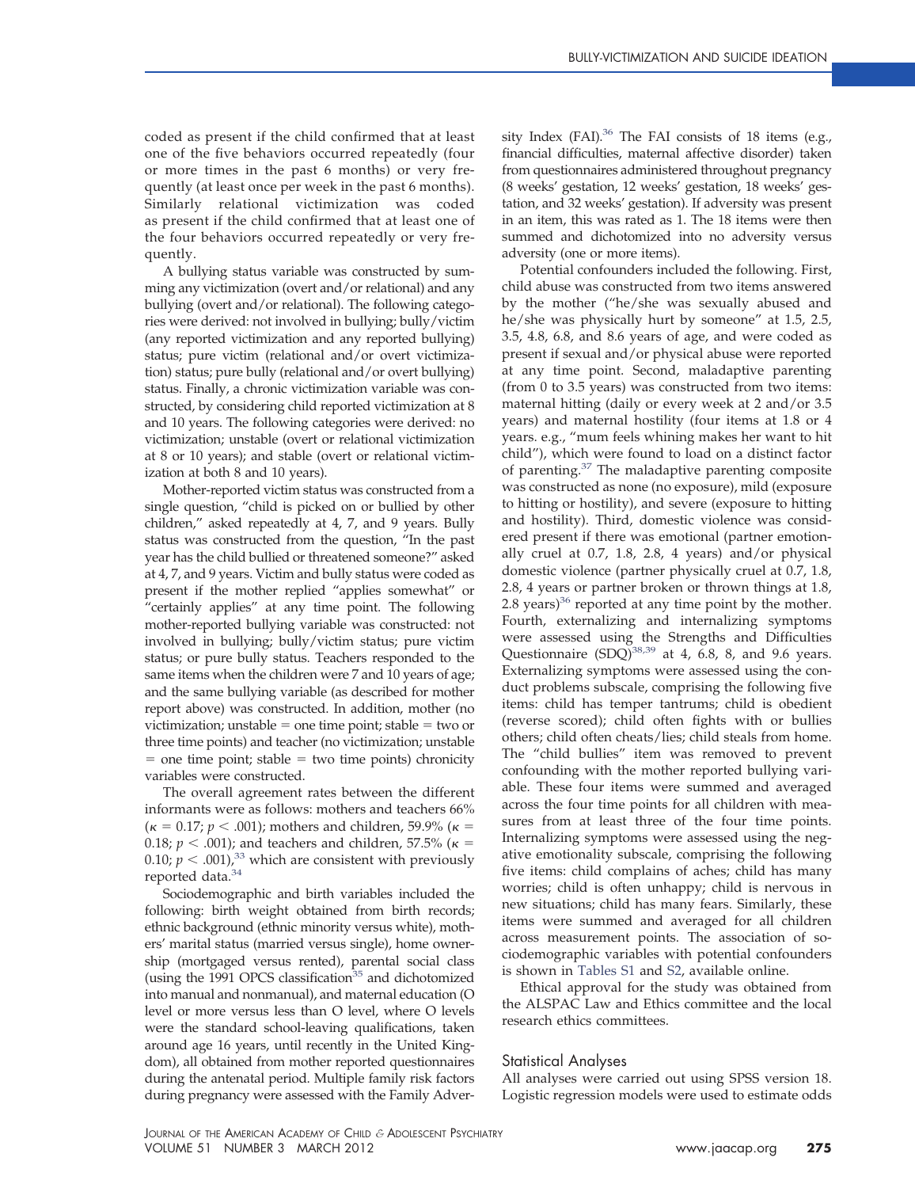coded as present if the child confirmed that at least one of the five behaviors occurred repeatedly (four or more times in the past 6 months) or very frequently (at least once per week in the past 6 months). Similarly relational victimization was coded as present if the child confirmed that at least one of the four behaviors occurred repeatedly or very frequently.

A bullying status variable was constructed by summing any victimization (overt and/or relational) and any bullying (overt and/or relational). The following categories were derived: not involved in bullying; bully/victim (any reported victimization and any reported bullying) status; pure victim (relational and/or overt victimization) status; pure bully (relational and/or overt bullying) status. Finally, a chronic victimization variable was constructed, by considering child reported victimization at 8 and 10 years. The following categories were derived: no victimization; unstable (overt or relational victimization at 8 or 10 years); and stable (overt or relational victimization at both 8 and 10 years).

Mother-reported victim status was constructed from a single question, "child is picked on or bullied by other children," asked repeatedly at 4, 7, and 9 years. Bully status was constructed from the question, "In the past year has the child bullied or threatened someone?" asked at 4, 7, and 9 years. Victim and bully status were coded as present if the mother replied "applies somewhat" or "certainly applies" at any time point. The following mother-reported bullying variable was constructed: not involved in bullying; bully/victim status; pure victim status; or pure bully status. Teachers responded to the same items when the children were 7 and 10 years of age; and the same bullying variable (as described for mother report above) was constructed. In addition, mother (no victimization; unstable = one time point; stable = two or three time points) and teacher (no victimization; unstable = one time point; stable = two time points) chronicity variables were constructed.

The overall agreement rates between the different informants were as follows: mothers and teachers 66% ($\kappa$ = 0.17; $p < .001$); mothers and children, 59.9% ($\kappa$ = 0.18; $p < .001$); and teachers and children, 57.5% ($\kappa$ = 0.10; $p < .001$),[33] which are consistent with previously reported data.[34]

Sociodemographic and birth variables included the following: birth weight obtained from birth records; ethnic background (ethnic minority versus white), mothers' marital status (married versus single), home ownership (mortgaged versus rented), parental social class (using the 1991 OPCS classification[35] and dichotomized into manual and nonmanual), and maternal education (O level or more versus less than O level, where O levels were the standard school-leaving qualifications, taken around age 16 years, until recently in the United Kingdom), all obtained from mother reported questionnaires during the antenatal period. Multiple family risk factors during pregnancy were assessed with the Family Adversity Index (FAI).[36] The FAI consists of 18 items (e.g., financial difficulties, maternal affective disorder) taken from questionnaires administered throughout pregnancy (8 weeks' gestation, 12 weeks' gestation, 18 weeks' gestation, and 32 weeks' gestation). If adversity was present in an item, this was rated as 1. The 18 items were then summed and dichotomized into no adversity versus adversity (one or more items).

Potential confounders included the following. First, child abuse was constructed from two items answered by the mother ("he/she was sexually abused and he/she was physically hurt by someone" at 1.5, 2.5, 3.5, 4.8, 6.8, and 8.6 years of age, and were coded as present if sexual and/or physical abuse were reported at any time point. Second, maladaptive parenting (from 0 to 3.5 years) was constructed from two items: maternal hitting (daily or every week at 2 and/or 3.5 years) and maternal hostility (four items at 1.8 or 4 years. e.g., "mum feels whining makes her want to hit child"), which were found to load on a distinct factor of parenting.[37] The maladaptive parenting composite was constructed as none (no exposure), mild (exposure to hitting or hostility), and severe (exposure to hitting and hostility). Third, domestic violence was considered present if there was emotional (partner emotionally cruel at 0.7, 1.8, 2.8, 4 years) and/or physical domestic violence (partner physically cruel at 0.7, 1.8, 2.8, 4 years or partner broken or thrown things at 1.8, 2.8 years)[36] reported at any time point by the mother. Fourth, externalizing and internalizing symptoms were assessed using the Strengths and Difficulties Questionnaire (SDQ)[38,39] at 4, 6.8, 8, and 9.6 years. Externalizing symptoms were assessed using the conduct problems subscale, comprising the following five items: child has temper tantrums; child is obedient (reverse scored); child often fights with or bullies others; child often cheats/lies; child steals from home. The "child bullies" item was removed to prevent confounding with the mother reported bullying variable. These four items were summed and averaged across the four time points for all children with measures from at least three of the four time points. Internalizing symptoms were assessed using the negative emotionality subscale, comprising the following five items: child complains of aches; child has many worries; child is often unhappy; child is nervous in new situations; child has many fears. Similarly, these items were summed and averaged for all children across measurement points. The association of sociodemographic variables with potential confounders is shown in Tables S1 and S2, available online.

Ethical approval for the study was obtained from the ALSPAC Law and Ethics committee and the local research ethics committees.

## Statistical Analyses

All analyses were carried out using SPSS version 18. Logistic regression models were used to estimate odds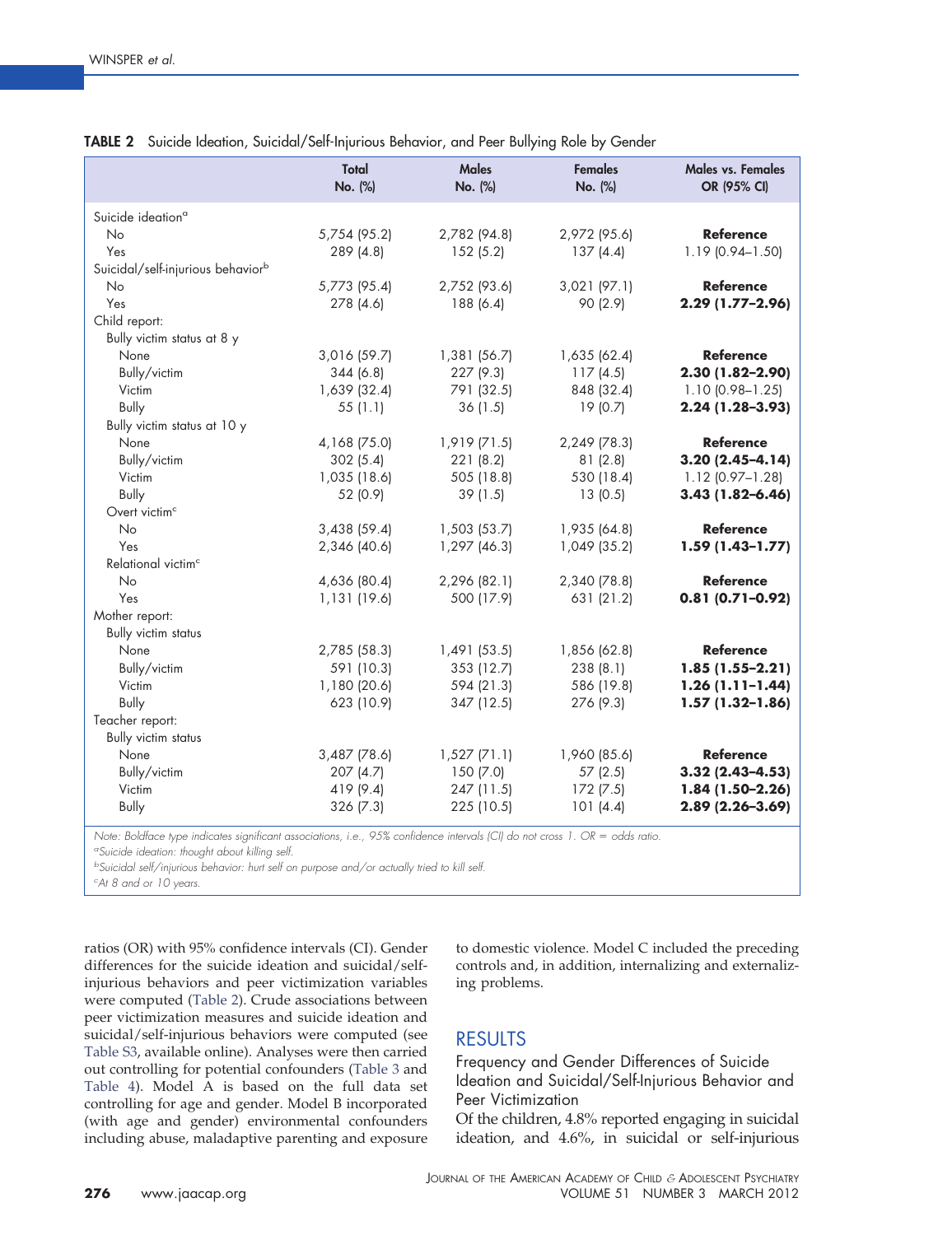**TABLE 2** Suicide Ideation, Suicidal/Self-Injurious Behavior, and Peer Bullying Role by Gender

| | Total No. (%) | Males No. (%) | Females No. (%) | Males vs. Females OR (95% CI) |
|---|---|---|---|---|
| Suicide ideation[a] | | | | |
| No | 5,754 (95.2) | 2,782 (94.8) | 2,972 (95.6) | **Reference** |
| Yes | 289 (4.8) | 152 (5.2) | 137 (4.4) | 1.19 (0.94–1.50) |
| Suicidal/self-injurious behavior[b] | | | | |
| No | 5,773 (95.4) | 2,752 (93.6) | 3,021 (97.1) | **Reference** |
| Yes | 278 (4.6) | 188 (6.4) | 90 (2.9) | **2.29 (1.77–2.96)** |
| Child report: | | | | |
| Bully victim status at 8 y | | | | |
| None | 3,016 (59.7) | 1,381 (56.7) | 1,635 (62.4) | **Reference** |
| Bully/victim | 344 (6.8) | 227 (9.3) | 117 (4.5) | **2.30 (1.82–2.90)** |
| Victim | 1,639 (32.4) | 791 (32.5) | 848 (32.4) | 1.10 (0.98–1.25) |
| Bully | 55 (1.1) | 36 (1.5) | 19 (0.7) | **2.24 (1.28–3.93)** |
| Bully victim status at 10 y | | | | |
| None | 4,168 (75.0) | 1,919 (71.5) | 2,249 (78.3) | **Reference** |
| Bully/victim | 302 (5.4) | 221 (8.2) | 81 (2.8) | **3.20 (2.45–4.14)** |
| Victim | 1,035 (18.6) | 505 (18.8) | 530 (18.4) | 1.12 (0.97–1.28) |
| Bully | 52 (0.9) | 39 (1.5) | 13 (0.5) | **3.43 (1.82–6.46)** |
| Overt victim[c] | | | | |
| No | 3,438 (59.4) | 1,503 (53.7) | 1,935 (64.8) | **Reference** |
| Yes | 2,346 (40.6) | 1,297 (46.3) | 1,049 (35.2) | **1.59 (1.43–1.77)** |
| Relational victim[c] | | | | |
| No | 4,636 (80.4) | 2,296 (82.1) | 2,340 (78.8) | **Reference** |
| Yes | 1,131 (19.6) | 500 (17.9) | 631 (21.2) | **0.81 (0.71–0.92)** |
| Mother report: | | | | |
| Bully victim status | | | | |
| None | 2,785 (58.3) | 1,491 (53.5) | 1,856 (62.8) | **Reference** |
| Bully/victim | 591 (10.3) | 353 (12.7) | 238 (8.1) | **1.85 (1.55–2.21)** |
| Victim | 1,180 (20.6) | 594 (21.3) | 586 (19.8) | **1.26 (1.11–1.44)** |
| Bully | 623 (10.9) | 347 (12.5) | 276 (9.3) | **1.57 (1.32–1.86)** |
| Teacher report: | | | | |
| Bully victim status | | | | |
| None | 3,487 (78.6) | 1,527 (71.1) | 1,960 (85.6) | **Reference** |
| Bully/victim | 207 (4.7) | 150 (7.0) | 57 (2.5) | **3.32 (2.43–4.53)** |
| Victim | 419 (9.4) | 247 (11.5) | 172 (7.5) | **1.84 (1.50–2.26)** |
| Bully | 326 (7.3) | 225 (10.5) | 101 (4.4) | **2.89 (2.26–3.69)** |

*Note: Boldface type indicates significant associations, i.e., 95% confidence intervals (CI) do not cross 1. OR = odds ratio.*

*[a]Suicide ideation: thought about killing self.*

*[b]Suicidal self/injurious behavior: hurt self on purpose and/or actually tried to kill self.*

*[c]At 8 and or 10 years.*

ratios (OR) with 95% confidence intervals (CI). Gender differences for the suicide ideation and suicidal/self-injurious behaviors and peer victimization variables were computed (Table 2). Crude associations between peer victimization measures and suicide ideation and suicidal/self-injurious behaviors were computed (see Table S3, available online). Analyses were then carried out controlling for potential confounders (Table 3 and Table 4). Model A is based on the full data set controlling for age and gender. Model B incorporated (with age and gender) environmental confounders including abuse, maladaptive parenting and exposure to domestic violence. Model C included the preceding controls and, in addition, internalizing and externalizing problems.

## RESULTS

### Frequency and Gender Differences of Suicide Ideation and Suicidal/Self-Injurious Behavior and Peer Victimization

Of the children, 4.8% reported engaging in suicidal ideation, and 4.6%, in suicidal or self-injurious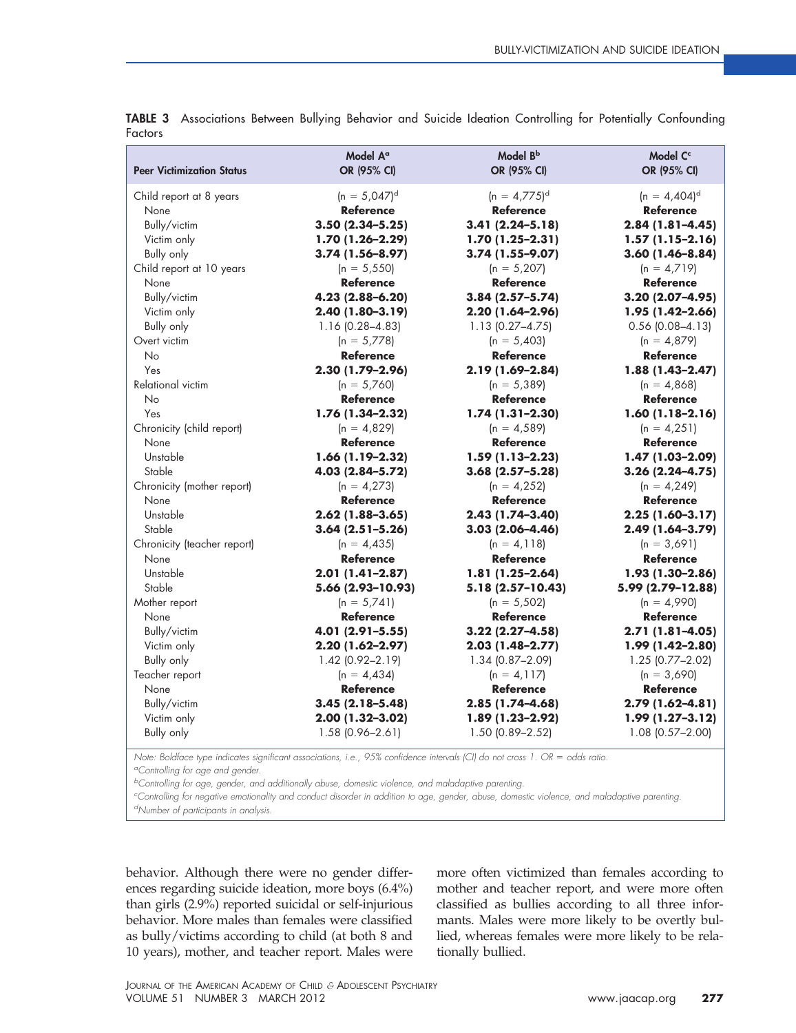**TABLE 3** Associations Between Bullying Behavior and Suicide Ideation Controlling for Potentially Confounding Factors

| Peer Victimization Status | Model A[a] OR (95% CI) | Model B[b] OR (95% CI) | Model C[c] OR (95% CI) |
|---|---|---|---|
| Child report at 8 years | (n = 5,047)[d] | (n = 4,775)[d] | (n = 4,404)[d] |
| None | **Reference** | **Reference** | **Reference** |
| Bully/victim | **3.50 (2.34–5.25)** | **3.41 (2.24–5.18)** | **2.84 (1.81–4.45)** |
| Victim only | **1.70 (1.26–2.29)** | **1.70 (1.25–2.31)** | **1.57 (1.15–2.16)** |
| Bully only | **3.74 (1.56–8.97)** | **3.74 (1.55–9.07)** | **3.60 (1.46–8.84)** |
| Child report at 10 years | (n = 5,550) | (n = 5,207) | (n = 4,719) |
| None | **Reference** | **Reference** | **Reference** |
| Bully/victim | **4.23 (2.88–6.20)** | **3.84 (2.57–5.74)** | **3.20 (2.07–4.95)** |
| Victim only | **2.40 (1.80–3.19)** | **2.20 (1.64–2.96)** | **1.95 (1.42–2.66)** |
| Bully only | 1.16 (0.28–4.83) | 1.13 (0.27–4.75) | 0.56 (0.08–4.13) |
| Overt victim | (n = 5,778) | (n = 5,403) | (n = 4,879) |
| No | **Reference** | **Reference** | **Reference** |
| Yes | **2.30 (1.79–2.96)** | **2.19 (1.69–2.84)** | **1.88 (1.43–2.47)** |
| Relational victim | (n = 5,760) | (n = 5,389) | (n = 4,868) |
| No | **Reference** | **Reference** | **Reference** |
| Yes | **1.76 (1.34–2.32)** | **1.74 (1.31–2.30)** | **1.60 (1.18–2.16)** |
| Chronicity (child report) | (n = 4,829) | (n = 4,589) | (n = 4,251) |
| None | **Reference** | **Reference** | **Reference** |
| Unstable | **1.66 (1.19–2.32)** | **1.59 (1.13–2.23)** | **1.47 (1.03–2.09)** |
| Stable | **4.03 (2.84–5.72)** | **3.68 (2.57–5.28)** | **3.26 (2.24–4.75)** |
| Chronicity (mother report) | (n = 4,273) | (n = 4,252) | (n = 4,249) |
| None | **Reference** | **Reference** | **Reference** |
| Unstable | **2.62 (1.88–3.65)** | **2.43 (1.74–3.40)** | **2.25 (1.60–3.17)** |
| Stable | **3.64 (2.51–5.26)** | **3.03 (2.06–4.46)** | **2.49 (1.64–3.79)** |
| Chronicity (teacher report) | (n = 4,435) | (n = 4,118) | (n = 3,691) |
| None | **Reference** | **Reference** | **Reference** |
| Unstable | **2.01 (1.41–2.87)** | **1.81 (1.25–2.64)** | **1.93 (1.30–2.86)** |
| Stable | **5.66 (2.93–10.93)** | **5.18 (2.57–10.43)** | **5.99 (2.79–12.88)** |
| Mother report | (n = 5,741) | (n = 5,502) | (n = 4,990) |
| None | **Reference** | **Reference** | **Reference** |
| Bully/victim | **4.01 (2.91–5.55)** | **3.22 (2.27–4.58)** | **2.71 (1.81–4.05)** |
| Victim only | **2.20 (1.62–2.97)** | **2.03 (1.48–2.77)** | **1.99 (1.42–2.80)** |
| Bully only | 1.42 (0.92–2.19) | 1.34 (0.87–2.09) | 1.25 (0.77–2.02) |
| Teacher report | (n = 4,434) | (n = 4,117) | (n = 3,690) |
| None | **Reference** | **Reference** | **Reference** |
| Bully/victim | **3.45 (2.18–5.48)** | **2.85 (1.74–4.68)** | **2.79 (1.62–4.81)** |
| Victim only | **2.00 (1.32–3.02)** | **1.89 (1.23–2.92)** | **1.99 (1.27–3.12)** |
| Bully only | 1.58 (0.96–2.61) | 1.50 (0.89–2.52) | 1.08 (0.57–2.00) |

*Note: Boldface type indicates significant associations, i.e., 95% confidence intervals (CI) do not cross 1. OR = odds ratio.*

[a]*Controlling for age and gender.*

[b]*Controlling for age, gender, and additionally abuse, domestic violence, and maladaptive parenting.*

[c]*Controlling for negative emotionality and conduct disorder in addition to age, gender, abuse, domestic violence, and maladaptive parenting.*

[d]*Number of participants in analysis.*

behavior. Although there were no gender differences regarding suicide ideation, more boys (6.4%) than girls (2.9%) reported suicidal or self-injurious behavior. More males than females were classified as bully/victims according to child (at both 8 and 10 years), mother, and teacher report. Males were more often victimized than females according to mother and teacher report, and were more often classified as bullies according to all three informants. Males were more likely to be overtly bullied, whereas females were more likely to be relationally bullied.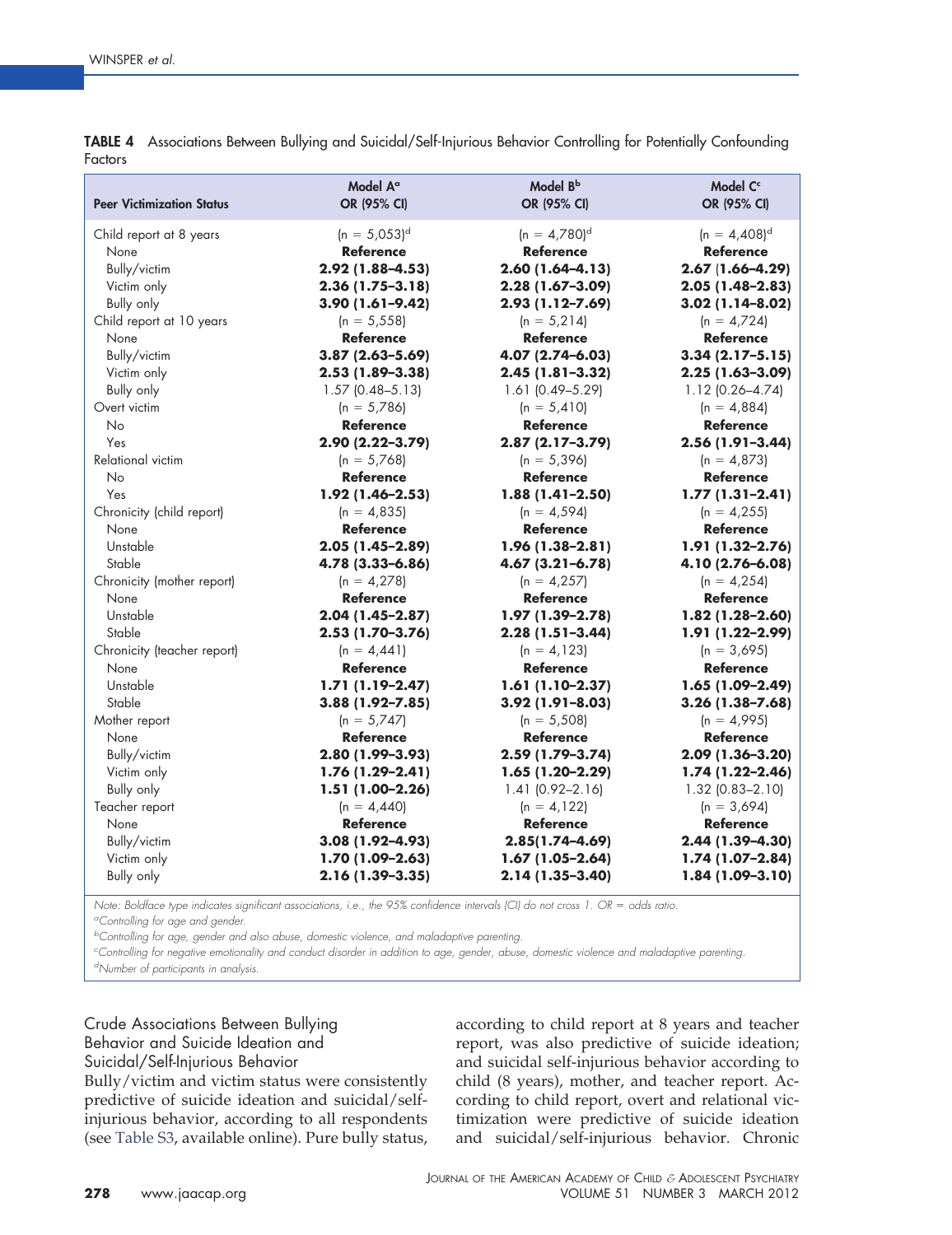**TABLE 4** Associations Between Bullying and Suicidal/Self-Injurious Behavior Controlling for Potentially Confounding Factors

| Peer Victimization Status | Model A[a] OR (95% CI) | Model B[b] OR (95% CI) | Model C[c] OR (95% CI) |
|---|---|---|---|
| Child report at 8 years | (n = 5,053)[d] | (n = 4,780)[d] | (n = 4,408)[d] |
| None | **Reference** | **Reference** | **Reference** |
| Bully/victim | **2.92 (1.88–4.53)** | **2.60 (1.64–4.13)** | **2.67 (1.66–4.29)** |
| Victim only | **2.36 (1.75–3.18)** | **2.28 (1.67–3.09)** | **2.05 (1.48–2.83)** |
| Bully only | **3.90 (1.61–9.42)** | **2.93 (1.12–7.69)** | **3.02 (1.14–8.02)** |
| Child report at 10 years | (n = 5,558) | (n = 5,214) | (n = 4,724) |
| None | **Reference** | **Reference** | **Reference** |
| Bully/victim | **3.87 (2.63–5.69)** | **4.07 (2.74–6.03)** | **3.34 (2.17–5.15)** |
| Victim only | **2.53 (1.89–3.38)** | **2.45 (1.81–3.32)** | **2.25 (1.63–3.09)** |
| Bully only | 1.57 (0.48–5.13) | 1.61 (0.49–5.29) | 1.12 (0.26–4.74) |
| Overt victim | (n = 5,786) | (n = 5,410) | (n = 4,884) |
| No | **Reference** | **Reference** | **Reference** |
| Yes | **2.90 (2.22–3.79)** | **2.87 (2.17–3.79)** | **2.56 (1.91–3.44)** |
| Relational victim | (n = 5,768) | (n = 5,396) | (n = 4,873) |
| No | **Reference** | **Reference** | **Reference** |
| Yes | **1.92 (1.46–2.53)** | **1.88 (1.41–2.50)** | **1.77 (1.31–2.41)** |
| Chronicity (child report) | (n = 4,835) | (n = 4,594) | (n = 4,255) |
| None | **Reference** | **Reference** | **Reference** |
| Unstable | **2.05 (1.45–2.89)** | **1.96 (1.38–2.81)** | **1.91 (1.32–2.76)** |
| Stable | **4.78 (3.33–6.86)** | **4.67 (3.21–6.78)** | **4.10 (2.76–6.08)** |
| Chronicity (mother report) | (n = 4,278) | (n = 4,257) | (n = 4,254) |
| None | **Reference** | **Reference** | **Reference** |
| Unstable | **2.04 (1.45–2.87)** | **1.97 (1.39–2.78)** | **1.82 (1.28–2.60)** |
| Stable | **2.53 (1.70–3.76)** | **2.28 (1.51–3.44)** | **1.91 (1.22–2.99)** |
| Chronicity (teacher report) | (n = 4,441) | (n = 4,123) | (n = 3,695) |
| None | **Reference** | **Reference** | **Reference** |
| Unstable | **1.71 (1.19–2.47)** | **1.61 (1.10–2.37)** | **1.65 (1.09–2.49)** |
| Stable | **3.88 (1.92–7.85)** | **3.92 (1.91–8.03)** | **3.26 (1.38–7.68)** |
| Mother report | (n = 5,747) | (n = 5,508) | (n = 4,995) |
| None | **Reference** | **Reference** | **Reference** |
| Bully/victim | **2.80 (1.99–3.93)** | **2.59 (1.79–3.74)** | **2.09 (1.36–3.20)** |
| Victim only | **1.76 (1.29–2.41)** | **1.65 (1.20–2.29)** | **1.74 (1.22–2.46)** |
| Bully only | **1.51 (1.00–2.26)** | 1.41 (0.92–2.16) | 1.32 (0.83–2.10) |
| Teacher report | (n = 4,440) | (n = 4,122) | (n = 3,694) |
| None | **Reference** | **Reference** | **Reference** |
| Bully/victim | **3.08 (1.92–4.93)** | **2.85(1.74–4.69)** | **2.44 (1.39–4.30)** |
| Victim only | **1.70 (1.09–2.63)** | **1.67 (1.05–2.64)** | **1.74 (1.07–2.84)** |
| Bully only | **2.16 (1.39–3.35)** | **2.14 (1.35–3.40)** | **1.84 (1.09–3.10)** |

*Note: Boldface type indicates significant associations, i.e., the 95% confidence intervals (CI) do not cross 1. OR = odds ratio.*

[a]*Controlling for age and gender.*

[b]*Controlling for age, gender and also abuse, domestic violence, and maladaptive parenting.*

[c]*Controlling for negative emotionality and conduct disorder in addition to age, gender, abuse, domestic violence and maladaptive parenting.*

[d]*Number of participants in analysis.*

### Crude Associations Between Bullying Behavior and Suicide Ideation and Suicidal/Self-Injurious Behavior

Bully/victim and victim status were consistently predictive of suicide ideation and suicidal/self-injurious behavior, according to all respondents (see Table S3, available online). Pure bully status, according to child report at 8 years and teacher report, was also predictive of suicide ideation; and suicidal self-injurious behavior according to child (8 years), mother, and teacher report. According to child report, overt and relational victimization were predictive of suicide ideation and suicidal/self-injurious behavior. Chronic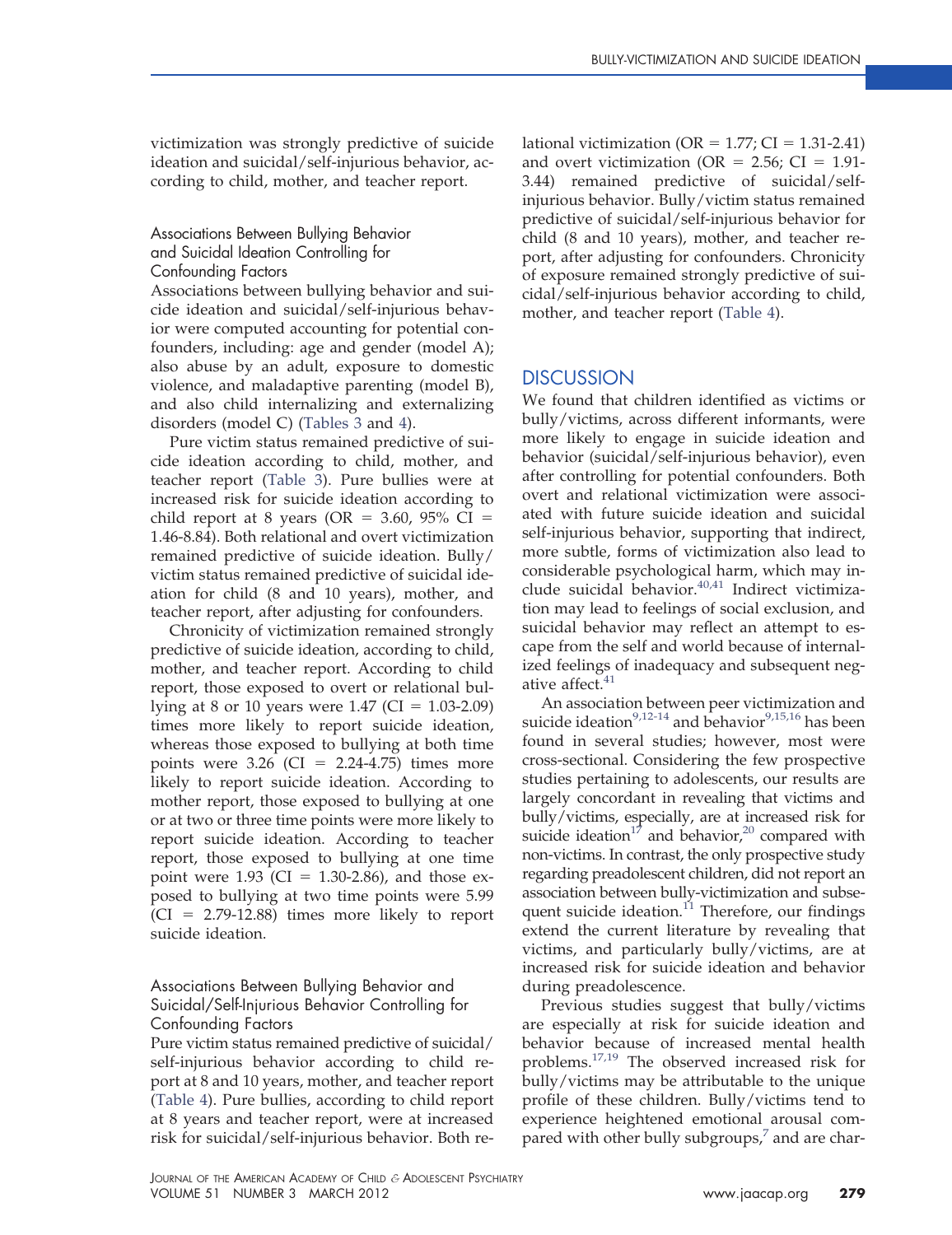victimization was strongly predictive of suicide ideation and suicidal/self-injurious behavior, according to child, mother, and teacher report.

### Associations Between Bullying Behavior and Suicidal Ideation Controlling for Confounding Factors

Associations between bullying behavior and suicide ideation and suicidal/self-injurious behavior were computed accounting for potential confounders, including: age and gender (model A); also abuse by an adult, exposure to domestic violence, and maladaptive parenting (model B), and also child internalizing and externalizing disorders (model C) (Tables 3 and 4).

Pure victim status remained predictive of suicide ideation according to child, mother, and teacher report (Table 3). Pure bullies were at increased risk for suicide ideation according to child report at 8 years (OR = 3.60, 95% CI = 1.46-8.84). Both relational and overt victimization remained predictive of suicide ideation. Bully/victim status remained predictive of suicidal ideation for child (8 and 10 years), mother, and teacher report, after adjusting for confounders.

Chronicity of victimization remained strongly predictive of suicide ideation, according to child, mother, and teacher report. According to child report, those exposed to overt or relational bullying at 8 or 10 years were 1.47 (CI = 1.03-2.09) times more likely to report suicide ideation, whereas those exposed to bullying at both time points were 3.26 (CI = 2.24-4.75) times more likely to report suicide ideation. According to mother report, those exposed to bullying at one or at two or three time points were more likely to report suicide ideation. According to teacher report, those exposed to bullying at one time point were 1.93 (CI = 1.30-2.86), and those exposed to bullying at two time points were 5.99 (CI = 2.79-12.88) times more likely to report suicide ideation.

### Associations Between Bullying Behavior and Suicidal/Self-Injurious Behavior Controlling for Confounding Factors

Pure victim status remained predictive of suicidal/self-injurious behavior according to child report at 8 and 10 years, mother, and teacher report (Table 4). Pure bullies, according to child report at 8 years and teacher report, were at increased risk for suicidal/self-injurious behavior. Both relational victimization (OR = 1.77; CI = 1.31-2.41) and overt victimization (OR = 2.56; CI = 1.91-3.44) remained predictive of suicidal/self-injurious behavior. Bully/victim status remained predictive of suicidal/self-injurious behavior for child (8 and 10 years), mother, and teacher report, after adjusting for confounders. Chronicity of exposure remained strongly predictive of suicidal/self-injurious behavior according to child, mother, and teacher report (Table 4).

## DISCUSSION

We found that children identified as victims or bully/victims, across different informants, were more likely to engage in suicide ideation and behavior (suicidal/self-injurious behavior), even after controlling for potential confounders. Both overt and relational victimization were associated with future suicide ideation and suicidal self-injurious behavior, supporting that indirect, more subtle, forms of victimization also lead to considerable psychological harm, which may include suicidal behavior.[40,41] Indirect victimization may lead to feelings of social exclusion, and suicidal behavior may reflect an attempt to escape from the self and world because of internalized feelings of inadequacy and subsequent negative affect.[41]

An association between peer victimization and suicide ideation[9,12-14] and behavior[9,15,16] has been found in several studies; however, most were cross-sectional. Considering the few prospective studies pertaining to adolescents, our results are largely concordant in revealing that victims and bully/victims, especially, are at increased risk for suicide ideation[17] and behavior,[20] compared with non-victims. In contrast, the only prospective study regarding preadolescent children, did not report an association between bully-victimization and subsequent suicide ideation.[11] Therefore, our findings extend the current literature by revealing that victims, and particularly bully/victims, are at increased risk for suicide ideation and behavior during preadolescence.

Previous studies suggest that bully/victims are especially at risk for suicide ideation and behavior because of increased mental health problems.[17,19] The observed increased risk for bully/victims may be attributable to the unique profile of these children. Bully/victims tend to experience heightened emotional arousal compared with other bully subgroups,[7] and are char-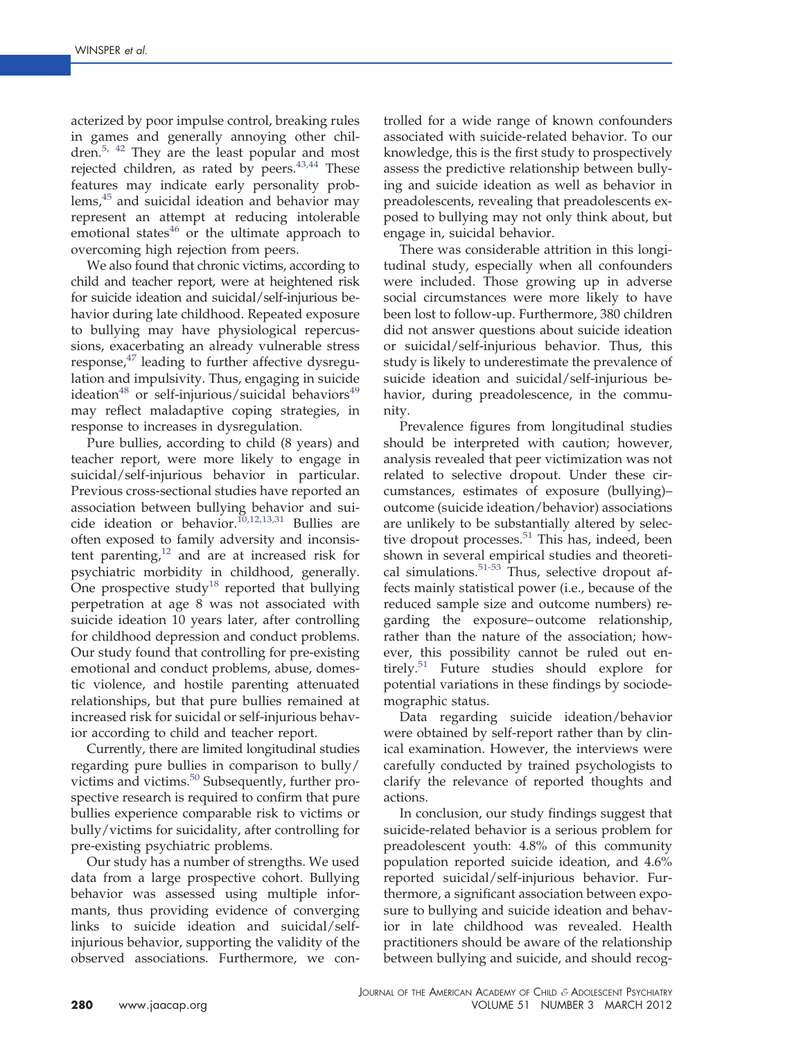acterized by poor impulse control, breaking rules in games and generally annoying other children.[5, 42] They are the least popular and most rejected children, as rated by peers.[43,44] These features may indicate early personality problems,[45] and suicidal ideation and behavior may represent an attempt at reducing intolerable emotional states[46] or the ultimate approach to overcoming high rejection from peers.

We also found that chronic victims, according to child and teacher report, were at heightened risk for suicide ideation and suicidal/self-injurious behavior during late childhood. Repeated exposure to bullying may have physiological repercussions, exacerbating an already vulnerable stress response,[47] leading to further affective dysregulation and impulsivity. Thus, engaging in suicide ideation[48] or self-injurious/suicidal behaviors[49] may reflect maladaptive coping strategies, in response to increases in dysregulation.

Pure bullies, according to child (8 years) and teacher report, were more likely to engage in suicidal/self-injurious behavior in particular. Previous cross-sectional studies have reported an association between bullying behavior and suicide ideation or behavior.[10,12,13,31] Bullies are often exposed to family adversity and inconsistent parenting,[12] and are at increased risk for psychiatric morbidity in childhood, generally. One prospective study[18] reported that bullying perpetration at age 8 was not associated with suicide ideation 10 years later, after controlling for childhood depression and conduct problems. Our study found that controlling for pre-existing emotional and conduct problems, abuse, domestic violence, and hostile parenting attenuated relationships, but that pure bullies remained at increased risk for suicidal or self-injurious behavior according to child and teacher report.

Currently, there are limited longitudinal studies regarding pure bullies in comparison to bully/victims and victims.[50] Subsequently, further prospective research is required to confirm that pure bullies experience comparable risk to victims or bully/victims for suicidality, after controlling for pre-existing psychiatric problems.

Our study has a number of strengths. We used data from a large prospective cohort. Bullying behavior was assessed using multiple informants, thus providing evidence of converging links to suicide ideation and suicidal/self-injurious behavior, supporting the validity of the observed associations. Furthermore, we controlled for a wide range of known confounders associated with suicide-related behavior. To our knowledge, this is the first study to prospectively assess the predictive relationship between bullying and suicide ideation as well as behavior in preadolescents, revealing that preadolescents exposed to bullying may not only think about, but engage in, suicidal behavior.

There was considerable attrition in this longitudinal study, especially when all confounders were included. Those growing up in adverse social circumstances were more likely to have been lost to follow-up. Furthermore, 380 children did not answer questions about suicide ideation or suicidal/self-injurious behavior. Thus, this study is likely to underestimate the prevalence of suicide ideation and suicidal/self-injurious behavior, during preadolescence, in the community.

Prevalence figures from longitudinal studies should be interpreted with caution; however, analysis revealed that peer victimization was not related to selective dropout. Under these circumstances, estimates of exposure (bullying)–outcome (suicide ideation/behavior) associations are unlikely to be substantially altered by selective dropout processes.[51] This has, indeed, been shown in several empirical studies and theoretical simulations.[51-53] Thus, selective dropout affects mainly statistical power (i.e., because of the reduced sample size and outcome numbers) regarding the exposure–outcome relationship, rather than the nature of the association; however, this possibility cannot be ruled out entirely.[51] Future studies should explore for potential variations in these findings by sociodemographic status.

Data regarding suicide ideation/behavior were obtained by self-report rather than by clinical examination. However, the interviews were carefully conducted by trained psychologists to clarify the relevance of reported thoughts and actions.

In conclusion, our study findings suggest that suicide-related behavior is a serious problem for preadolescent youth: 4.8% of this community population reported suicide ideation, and 4.6% reported suicidal/self-injurious behavior. Furthermore, a significant association between exposure to bullying and suicide ideation and behavior in late childhood was revealed. Health practitioners should be aware of the relationship between bullying and suicide, and should recog-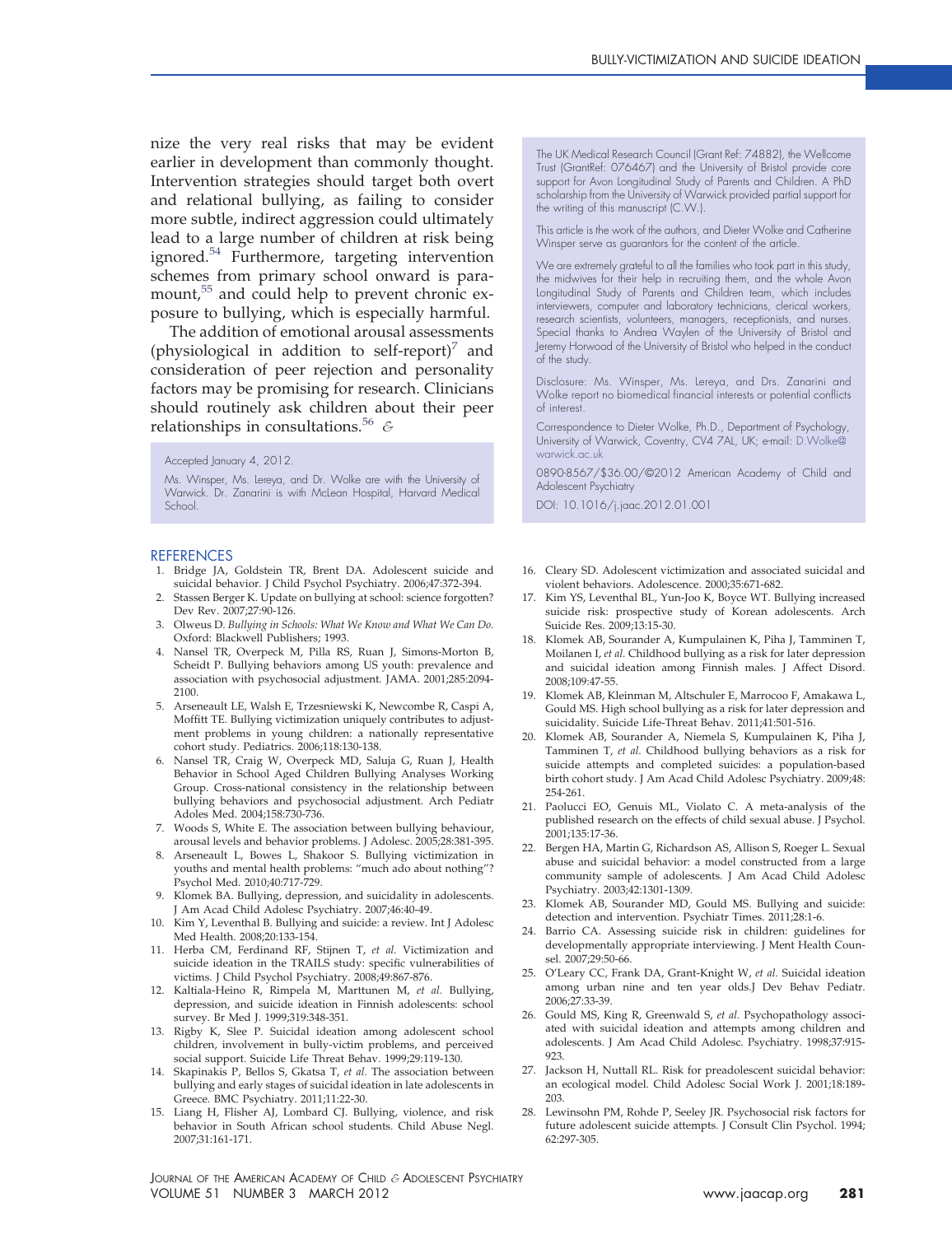nize the very real risks that may be evident earlier in development than commonly thought. Intervention strategies should target both overt and relational bullying, as failing to consider more subtle, indirect aggression could ultimately lead to a large number of children at risk being ignored.[54] Furthermore, targeting intervention schemes from primary school onward is paramount,[55] and could help to prevent chronic exposure to bullying, which is especially harmful.

The addition of emotional arousal assessments (physiological in addition to self-report)[7] and consideration of peer rejection and personality factors may be promising for research. Clinicians should routinely ask children about their peer relationships in consultations.[56] &

Accepted January 4, 2012.

Ms. Winsper, Ms. Lereya, and Dr. Wolke are with the University of Warwick. Dr. Zanarini is with McLean Hospital, Harvard Medical School.

The UK Medical Research Council (Grant Ref: 74882), the Wellcome Trust (GrantRef: 076467) and the University of Bristol provide core support for Avon Longitudinal Study of Parents and Children. A PhD scholarship from the University of Warwick provided partial support for the writing of this manuscript (C.W.).

This article is the work of the authors, and Dieter Wolke and Catherine Winsper serve as guarantors for the content of the article.

We are extremely grateful to all the families who took part in this study, the midwives for their help in recruiting them, and the whole Avon Longitudinal Study of Parents and Children team, which includes interviewers, computer and laboratory technicians, clerical workers, research scientists, volunteers, managers, receptionists, and nurses. Special thanks to Andrea Waylen of the University of Bristol and Jeremy Horwood of the University of Bristol who helped in the conduct of the study.

Disclosure: Ms. Winsper, Ms. Lereya, and Drs. Zanarini and Wolke report no biomedical financial interests or potential conflicts of interest.

Correspondence to Dieter Wolke, Ph.D., Department of Psychology, University of Warwick, Coventry, CV4 7AL, UK; e-mail: D.Wolke@warwick.ac.uk

0890-8567/$36.00/©2012 American Academy of Child and Adolescent Psychiatry

DOI: 10.1016/j.jaac.2012.01.001

## REFERENCES

1. Bridge JA, Goldstein TR, Brent DA. Adolescent suicide and suicidal behavior. J Child Psychol Psychiatry. 2006;47:372-394.
2. Stassen Berger K. Update on bullying at school: science forgotten? Dev Rev. 2007;27:90-126.
3. Olweus D. *Bullying in Schools: What We Know and What We Can Do.* Oxford: Blackwell Publishers; 1993.
4. Nansel TR, Overpeck M, Pilla RS, Ruan J, Simons-Morton B, Scheidt P. Bullying behaviors among US youth: prevalence and association with psychosocial adjustment. JAMA. 2001;285:2094-2100.
5. Arseneault LE, Walsh E, Trzesniewski K, Newcombe R, Caspi A, Moffitt TE. Bullying victimization uniquely contributes to adjustment problems in young children: a nationally representative cohort study. Pediatrics. 2006;118:130-138.
6. Nansel TR, Craig W, Overpeck MD, Saluja G, Ruan J, Health Behavior in School Aged Children Bullying Analyses Working Group. Cross-national consistency in the relationship between bullying behaviors and psychosocial adjustment. Arch Pediatr Adoles Med. 2004;158:730-736.
7. Woods S, White E. The association between bullying behaviour, arousal levels and behavior problems. J Adolesc. 2005;28:381-395.
8. Arseneault L, Bowes L, Shakoor S. Bullying victimization in youths and mental health problems: "much ado about nothing"? Psychol Med. 2010;40:717-729.
9. Klomek BA. Bullying, depression, and suicidality in adolescents. J Am Acad Child Adolesc Psychiatry. 2007;46:40-49.
10. Kim Y, Leventhal B. Bullying and suicide: a review. Int J Adolesc Med Health. 2008;20:133-154.
11. Herba CM, Ferdinand RF, Stijnen T, *et al.* Victimization and suicide ideation in the TRAILS study: specific vulnerabilities of victims. J Child Psychol Psychiatry. 2008;49:867-876.
12. Kaltiala-Heino R, Rimpela M, Marttunen M, *et al.* Bullying, depression, and suicide ideation in Finnish adolescents: school survey. Br Med J. 1999;319:348-351.
13. Rigby K, Slee P. Suicidal ideation among adolescent school children, involvement in bully-victim problems, and perceived social support. Suicide Life Threat Behav. 1999;29:119-130.
14. Skapinakis P, Bellos S, Gkatsa T, *et al.* The association between bullying and early stages of suicidal ideation in late adolescents in Greece. BMC Psychiatry. 2011;11:22-30.
15. Liang H, Flisher AJ, Lombard CJ. Bullying, violence, and risk behavior in South African school students. Child Abuse Negl. 2007;31:161-171.
16. Cleary SD. Adolescent victimization and associated suicidal and violent behaviors. Adolescence. 2000;35:671-682.
17. Kim YS, Leventhal BL, Yun-Joo K, Boyce WT. Bullying increased suicide risk: prospective study of Korean adolescents. Arch Suicide Res. 2009;13:15-30.
18. Klomek AB, Sourander A, Kumpulainen K, Piha J, Tamminen T, Moilanen I, *et al.* Childhood bullying as a risk for later depression and suicidal ideation among Finnish males. J Affect Disord. 2008;109:47-55.
19. Klomek AB, Kleinman M, Altschuler E, Marrocoo F, Amakawa L, Gould MS. High school bullying as a risk for later depression and suicidality. Suicide Life-Threat Behav. 2011;41:501-516.
20. Klomek AB, Sourander A, Niemela S, Kumpulainen K, Piha J, Tamminen T, *et al.* Childhood bullying behaviors as a risk for suicide attempts and completed suicides: a population-based birth cohort study. J Am Acad Child Adolesc Psychiatry. 2009;48:254-261.
21. Paolucci EO, Genuis ML, Violato C. A meta-analysis of the published research on the effects of child sexual abuse. J Psychol. 2001;135:17-36.
22. Bergen HA, Martin G, Richardson AS, Allison S, Roeger L. Sexual abuse and suicidal behavior: a model constructed from a large community sample of adolescents. J Am Acad Child Adolesc Psychiatry. 2003;42:1301-1309.
23. Klomek AB, Sourander MD, Gould MS. Bullying and suicide: detection and intervention. Psychiatr Times. 2011;28:1-6.
24. Barrio CA. Assessing suicide risk in children: guidelines for developmentally appropriate interviewing. J Ment Health Counsel. 2007;29:50-66.
25. O'Leary CC, Frank DA, Grant-Knight W, *et al.* Suicidal ideation among urban nine and ten year olds.J Dev Behav Pediatr. 2006;27:33-39.
26. Gould MS, King R, Greenwald S, *et al*. Psychopathology associated with suicidal ideation and attempts among children and adolescents. J Am Acad Child Adolesc. Psychiatry. 1998;37:915-923.
27. Jackson H, Nuttall RL. Risk for preadolescent suicidal behavior: an ecological model. Child Adolesc Social Work J. 2001;18:189-203.
28. Lewinsohn PM, Rohde P, Seeley JR. Psychosocial risk factors for future adolescent suicide attempts. J Consult Clin Psychol. 1994;62:297-305.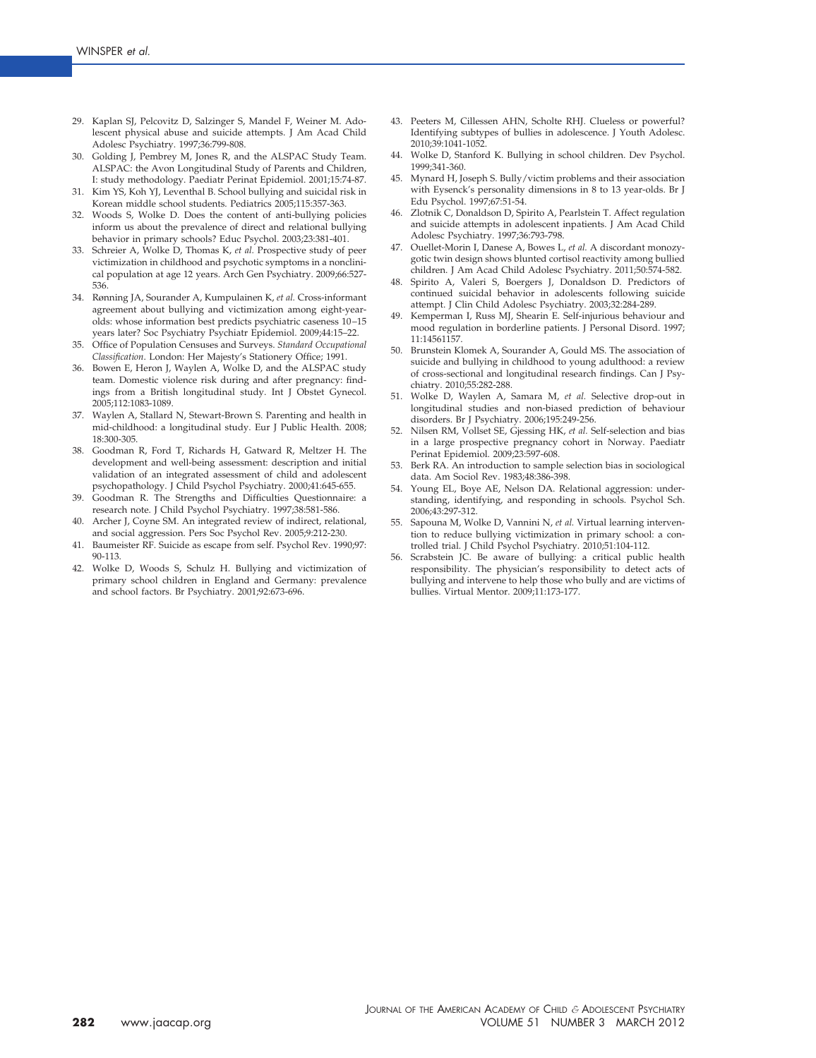29. Kaplan SJ, Pelcovitz D, Salzinger S, Mandel F, Weiner M. Adolescent physical abuse and suicide attempts. J Am Acad Child Adolesc Psychiatry. 1997;36:799-808.
30. Golding J, Pembrey M, Jones R, and the ALSPAC Study Team. ALSPAC: the Avon Longitudinal Study of Parents and Children, I: study methodology. Paediatr Perinat Epidemiol. 2001;15:74-87.
31. Kim YS, Koh YJ, Leventhal B. School bullying and suicidal risk in Korean middle school students. Pediatrics 2005;115:357-363.
32. Woods S, Wolke D. Does the content of anti-bullying policies inform us about the prevalence of direct and relational bullying behavior in primary schools? Educ Psychol. 2003;23:381-401.
33. Schreier A, Wolke D, Thomas K, *et al.* Prospective study of peer victimization in childhood and psychotic symptoms in a nonclinical population at age 12 years. Arch Gen Psychiatry. 2009;66:527-536.
34. Rønning JA, Sourander A, Kumpulainen K, *et al.* Cross-informant agreement about bullying and victimization among eight-year-olds: whose information best predicts psychiatric caseness 10–15 years later? Soc Psychiatry Psychiatr Epidemiol. 2009;44:15–22.
35. Office of Population Censuses and Surveys. *Standard Occupational Classification*. London: Her Majesty's Stationery Office; 1991.
36. Bowen E, Heron J, Waylen A, Wolke D, and the ALSPAC study team. Domestic violence risk during and after pregnancy: findings from a British longitudinal study. Int J Obstet Gynecol. 2005;112:1083-1089.
37. Waylen A, Stallard N, Stewart-Brown S. Parenting and health in mid-childhood: a longitudinal study. Eur J Public Health. 2008; 18:300-305.
38. Goodman R, Ford T, Richards H, Gatward R, Meltzer H. The development and well-being assessment: description and initial validation of an integrated assessment of child and adolescent psychopathology. J Child Psychol Psychiatry. 2000;41:645-655.
39. Goodman R. The Strengths and Difficulties Questionnaire: a research note. J Child Psychol Psychiatry. 1997;38:581-586.
40. Archer J, Coyne SM. An integrated review of indirect, relational, and social aggression. Pers Soc Psychol Rev. 2005;9:212-230.
41. Baumeister RF. Suicide as escape from self. Psychol Rev. 1990;97: 90-113.
42. Wolke D, Woods S, Schulz H. Bullying and victimization of primary school children in England and Germany: prevalence and school factors. Br Psychiatry. 2001;92:673-696.
43. Peeters M, Cillessen AHN, Scholte RHJ. Clueless or powerful? Identifying subtypes of bullies in adolescence. J Youth Adolesc. 2010;39:1041-1052.
44. Wolke D, Stanford K. Bullying in school children. Dev Psychol. 1999;341-360.
45. Mynard H, Joseph S. Bully/victim problems and their association with Eysenck's personality dimensions in 8 to 13 year-olds. Br J Edu Psychol. 1997;67:51-54.
46. Zlotnik C, Donaldson D, Spirito A, Pearlstein T. Affect regulation and suicide attempts in adolescent inpatients. J Am Acad Child Adolesc Psychiatry. 1997;36:793-798.
47. Ouellet-Morin I, Danese A, Bowes L, *et al.* A discordant monozygotic twin design shows blunted cortisol reactivity among bullied children. J Am Acad Child Adolesc Psychiatry. 2011;50:574-582.
48. Spirito A, Valeri S, Boergers J, Donaldson D. Predictors of continued suicidal behavior in adolescents following suicide attempt. J Clin Child Adolesc Psychiatry. 2003;32:284-289.
49. Kemperman I, Russ MJ, Shearin E. Self-injurious behaviour and mood regulation in borderline patients. J Personal Disord. 1997; 11:14561157.
50. Brunstein Klomek A, Sourander A, Gould MS. The association of suicide and bullying in childhood to young adulthood: a review of cross-sectional and longitudinal research findings. Can J Psychiatry. 2010;55:282-288.
51. Wolke D, Waylen A, Samara M, *et al.* Selective drop-out in longitudinal studies and non-biased prediction of behaviour disorders. Br J Psychiatry. 2006;195:249-256.
52. Nilsen RM, Vollset SE, Gjessing HK, *et al.* Self-selection and bias in a large prospective pregnancy cohort in Norway. Paediatr Perinat Epidemiol. 2009;23:597-608.
53. Berk RA. An introduction to sample selection bias in sociological data. Am Sociol Rev. 1983;48:386-398.
54. Young EL, Boye AE, Nelson DA. Relational aggression: understanding, identifying, and responding in schools. Psychol Sch. 2006;43:297-312.
55. Sapouna M, Wolke D, Vannini N, *et al.* Virtual learning intervention to reduce bullying victimization in primary school: a controlled trial. J Child Psychol Psychiatry. 2010;51:104-112.
56. Scrabstein JC. Be aware of bullying: a critical public health responsibility. The physician's responsibility to detect acts of bullying and intervene to help those who bully and are victims of bullies. Virtual Mentor. 2009;11:173-177.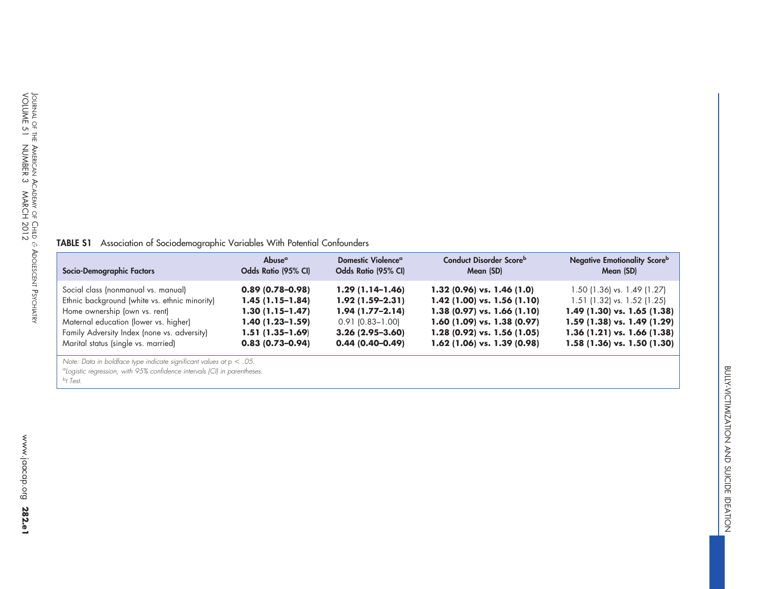**TABLE S1** Association of Sociodemographic Variables With Potential Confounders

| Socio-Demographic Factors | Abuse[a] Odds Ratio (95% CI) | Domestic Violence[a] Odds Ratio (95% CI) | Conduct Disorder Score[b] Mean (SD) | Negative Emotionality Score[b] Mean (SD) |
|---|---|---|---|---|
| Social class (nonmanual vs. manual) | **0.89 (0.78–0.98)** | **1.29 (1.14–1.46)** | **1.32 (0.96) vs. 1.46 (1.0)** | 1.50 (1.36) vs. 1.49 (1.27) |
| Ethnic background (white vs. ethnic minority) | **1.45 (1.15–1.84)** | **1.92 (1.59–2.31)** | **1.42 (1.00) vs. 1.56 (1.10)** | 1.51 (1.32) vs. 1.52 (1.25) |
| Home ownership (own vs. rent) | **1.30 (1.15–1.47)** | **1.94 (1.77–2.14)** | **1.38 (0.97) vs. 1.66 (1.10)** | **1.49 (1.30) vs. 1.65 (1.38)** |
| Maternal education (lower vs. higher) | **1.40 (1.23–1.59)** | 0.91 (0.83–1.00) | **1.60 (1.09) vs. 1.38 (0.97)** | **1.59 (1.38) vs. 1.49 (1.29)** |
| Family Adversity Index (none vs. adversity) | **1.51 (1.35–1.69)** | **3.26 (2.95–3.60)** | **1.28 (0.92) vs. 1.56 (1.05)** | **1.36 (1.21) vs. 1.66 (1.38)** |
| Marital status (single vs. married) | **0.83 (0.73–0.94)** | **0.44 (0.40–0.49)** | **1.62 (1.06) vs. 1.39 (0.98)** | **1.58 (1.36) vs. 1.50 (1.30)** |

*Note: Data in boldface type indicate significant values at $p < .05$.*
*[a]Logistic regression, with 95% confidence intervals (CI) in parentheses.*
*[b]t Test.*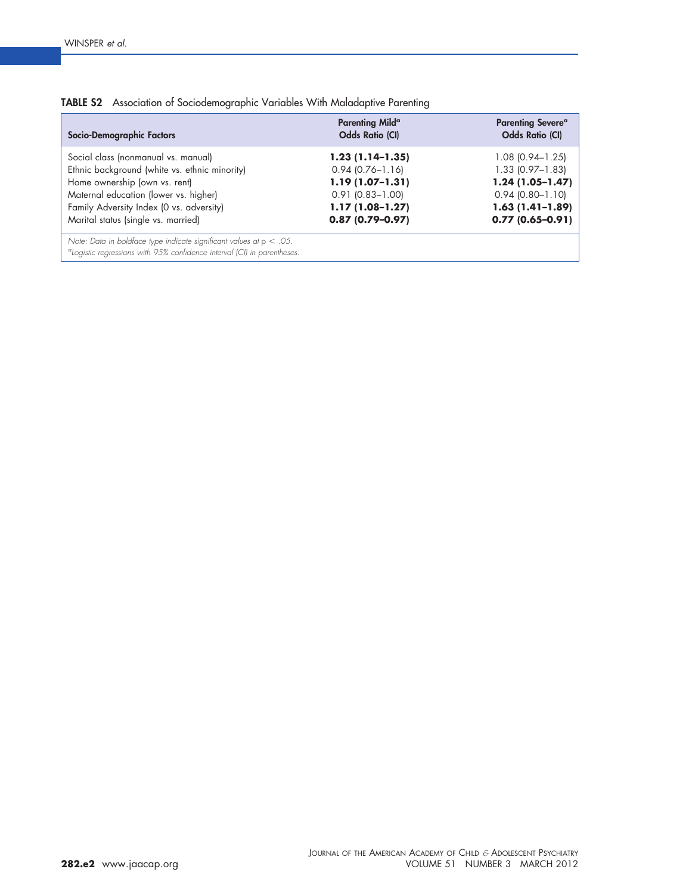**TABLE S2** Association of Sociodemographic Variables With Maladaptive Parenting

| Socio-Demographic Factors | Parenting Mild[a] Odds Ratio (CI) | Parenting Severe[a] Odds Ratio (CI) |
|---|---|---|
| Social class (nonmanual vs. manual) | **1.23 (1.14–1.35)** | 1.08 (0.94–1.25) |
| Ethnic background (white vs. ethnic minority) | 0.94 (0.76–1.16) | 1.33 (0.97–1.83) |
| Home ownership (own vs. rent) | **1.19 (1.07–1.31)** | **1.24 (1.05–1.47)** |
| Maternal education (lower vs. higher) | 0.91 (0.83–1.00) | 0.94 (0.80–1.10) |
| Family Adversity Index (0 vs. adversity) | **1.17 (1.08–1.27)** | **1.63 (1.41–1.89)** |
| Marital status (single vs. married) | **0.87 (0.79–0.97)** | **0.77 (0.65–0.91)** |

*Note: Data in boldface type indicate significant values at* $p < .05$.
[a]*Logistic regressions with 95% confidence interval (CI) in parentheses.*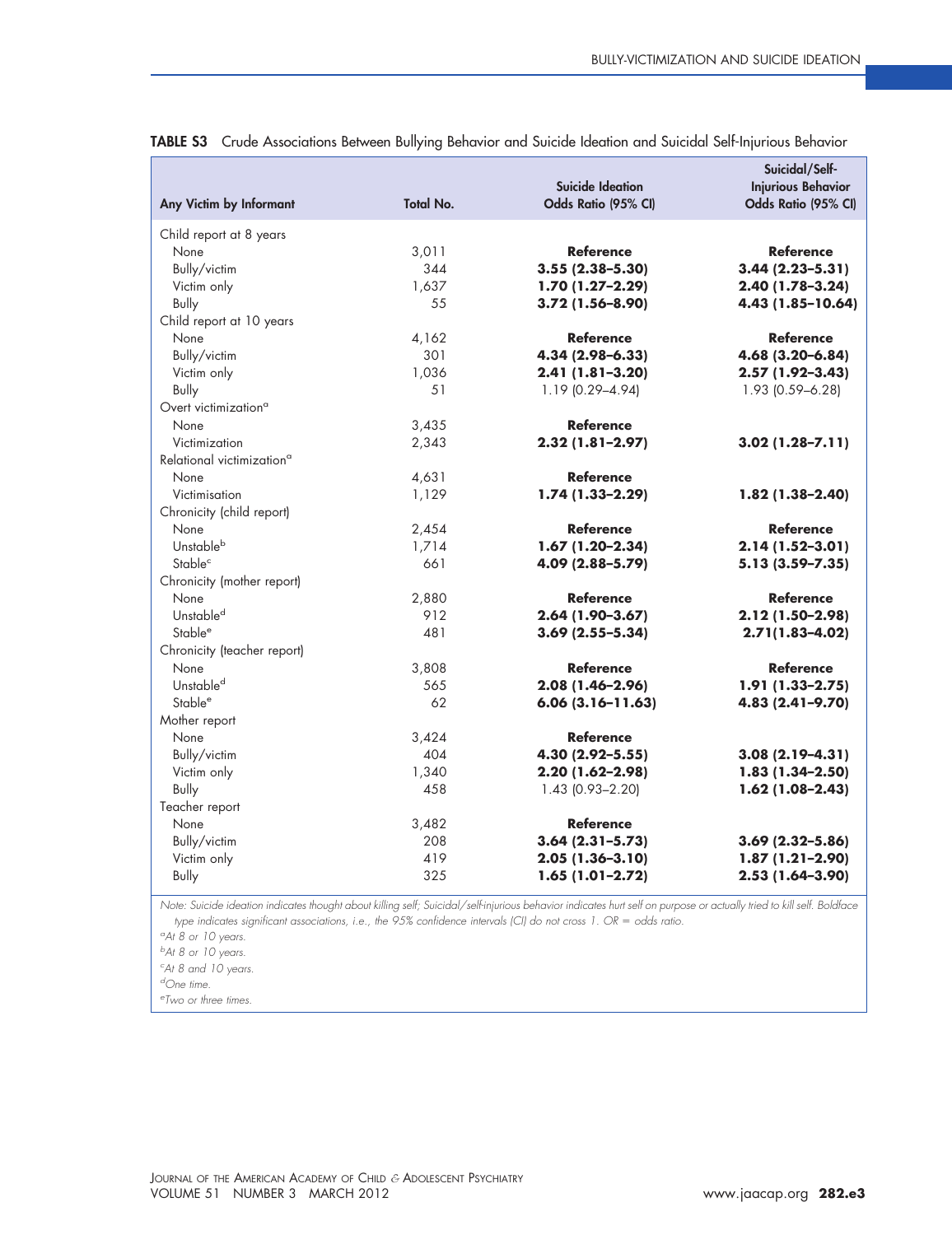**TABLE S3** Crude Associations Between Bullying Behavior and Suicide Ideation and Suicidal Self-Injurious Behavior

| Any Victim by Informant | Total No. | Suicide Ideation Odds Ratio (95% CI) | Suicidal/Self-Injurious Behavior Odds Ratio (95% CI) |
|---|---|---|---|
| Child report at 8 years | | | |
| None | 3,011 | **Reference** | **Reference** |
| Bully/victim | 344 | **3.55 (2.38–5.30)** | **3.44 (2.23–5.31)** |
| Victim only | 1,637 | **1.70 (1.27–2.29)** | **2.40 (1.78–3.24)** |
| Bully | 55 | **3.72 (1.56–8.90)** | **4.43 (1.85–10.64)** |
| Child report at 10 years | | | |
| None | 4,162 | **Reference** | **Reference** |
| Bully/victim | 301 | **4.34 (2.98–6.33)** | **4.68 (3.20–6.84)** |
| Victim only | 1,036 | **2.41 (1.81–3.20)** | **2.57 (1.92–3.43)** |
| Bully | 51 | 1.19 (0.29–4.94) | 1.93 (0.59–6.28) |
| Overt victimization[a] | | | |
| None | 3,435 | **Reference** | |
| Victimization | 2,343 | **2.32 (1.81–2.97)** | **3.02 (1.28–7.11)** |
| Relational victimization[a] | | | |
| None | 4,631 | **Reference** | |
| Victimisation | 1,129 | **1.74 (1.33–2.29)** | **1.82 (1.38–2.40)** |
| Chronicity (child report) | | | |
| None | 2,454 | **Reference** | **Reference** |
| Unstable[b] | 1,714 | **1.67 (1.20–2.34)** | **2.14 (1.52–3.01)** |
| Stable[c] | 661 | **4.09 (2.88–5.79)** | **5.13 (3.59–7.35)** |
| Chronicity (mother report) | | | |
| None | 2,880 | **Reference** | **Reference** |
| Unstable[d] | 912 | **2.64 (1.90–3.67)** | **2.12 (1.50–2.98)** |
| Stable[e] | 481 | **3.69 (2.55–5.34)** | **2.71(1.83–4.02)** |
| Chronicity (teacher report) | | | |
| None | 3,808 | **Reference** | **Reference** |
| Unstable[d] | 565 | **2.08 (1.46–2.96)** | **1.91 (1.33–2.75)** |
| Stable[e] | 62 | **6.06 (3.16–11.63)** | **4.83 (2.41–9.70)** |
| Mother report | | | |
| None | 3,424 | **Reference** | |
| Bully/victim | 404 | **4.30 (2.92–5.55)** | **3.08 (2.19–4.31)** |
| Victim only | 1,340 | **2.20 (1.62–2.98)** | **1.83 (1.34–2.50)** |
| Bully | 458 | 1.43 (0.93–2.20) | **1.62 (1.08–2.43)** |
| Teacher report | | | |
| None | 3,482 | **Reference** | |
| Bully/victim | 208 | **3.64 (2.31–5.73)** | **3.69 (2.32–5.86)** |
| Victim only | 419 | **2.05 (1.36–3.10)** | **1.87 (1.21–2.90)** |
| Bully | 325 | **1.65 (1.01–2.72)** | **2.53 (1.64–3.90)** |

*Note: Suicide ideation indicates thought about killing self; Suicidal/self-injurious behavior indicates hurt self on purpose or actually tried to kill self. Boldface type indicates significant associations, i.e., the 95% confidence intervals (CI) do not cross 1. OR = odds ratio.*

[a]*At 8 or 10 years.*

[b]*At 8 or 10 years.*

[c]*At 8 and 10 years.*

[d]*One time.*

[e]*Two or three times.*